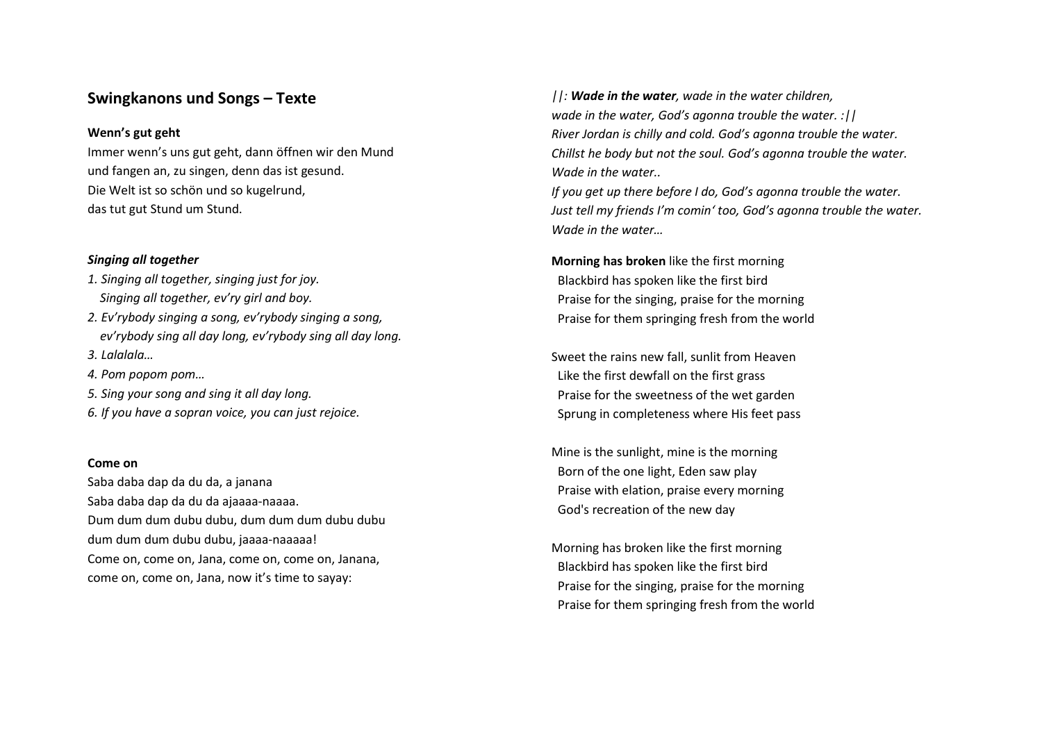## Swingkanons und Songs – Texte

**Wenn's gut geht**

Immer wenn's uns gut geht, dann öffnen wir den Mund
und fangen an, zu singen, denn das ist gesund.
Die Welt ist so schön und so kugelrund,
das tut gut Stund um Stund.

***Singing all together***

*1. Singing all together, singing just for joy.*
*Singing all together, ev'ry girl and boy.*
*2. Ev'rybody singing a song, ev'rybody singing a song,*
*ev'rybody sing all day long, ev'rybody sing all day long.*
*3. Lalalala…*
*4. Pom popom pom…*
*5. Sing your song and sing it all day long.*
*6. If you have a sopran voice, you can just rejoice.*

**Come on**

Saba daba dap da du da, a janana
Saba daba dap da du da ajaaaa-naaaa.
Dum dum dum dubu dubu, dum dum dum dubu dubu
dum dum dum dubu dubu, jaaaa-naaaaa!
Come on, come on, Jana, come on, come on, Janana,
come on, come on, Jana, now it's time to sayay:

*||: **Wade in the water**, wade in the water children,*
*wade in the water, God's agonna trouble the water. :||*
*River Jordan is chilly and cold. God's agonna trouble the water.*
*Chillst he body but not the soul. God's agonna trouble the water.*
*Wade in the water..*
*If you get up there before I do, God's agonna trouble the water.*
*Just tell my friends I'm comin' too, God's agonna trouble the water.*
*Wade in the water…*

**Morning has broken** like the first morning
Blackbird has spoken like the first bird
Praise for the singing, praise for the morning
Praise for them springing fresh from the world

Sweet the rains new fall, sunlit from Heaven
Like the first dewfall on the first grass
Praise for the sweetness of the wet garden
Sprung in completeness where His feet pass

Mine is the sunlight, mine is the morning
Born of the one light, Eden saw play
Praise with elation, praise every morning
God's recreation of the new day

Morning has broken like the first morning
Blackbird has spoken like the first bird
Praise for the singing, praise for the morning
Praise for them springing fresh from the world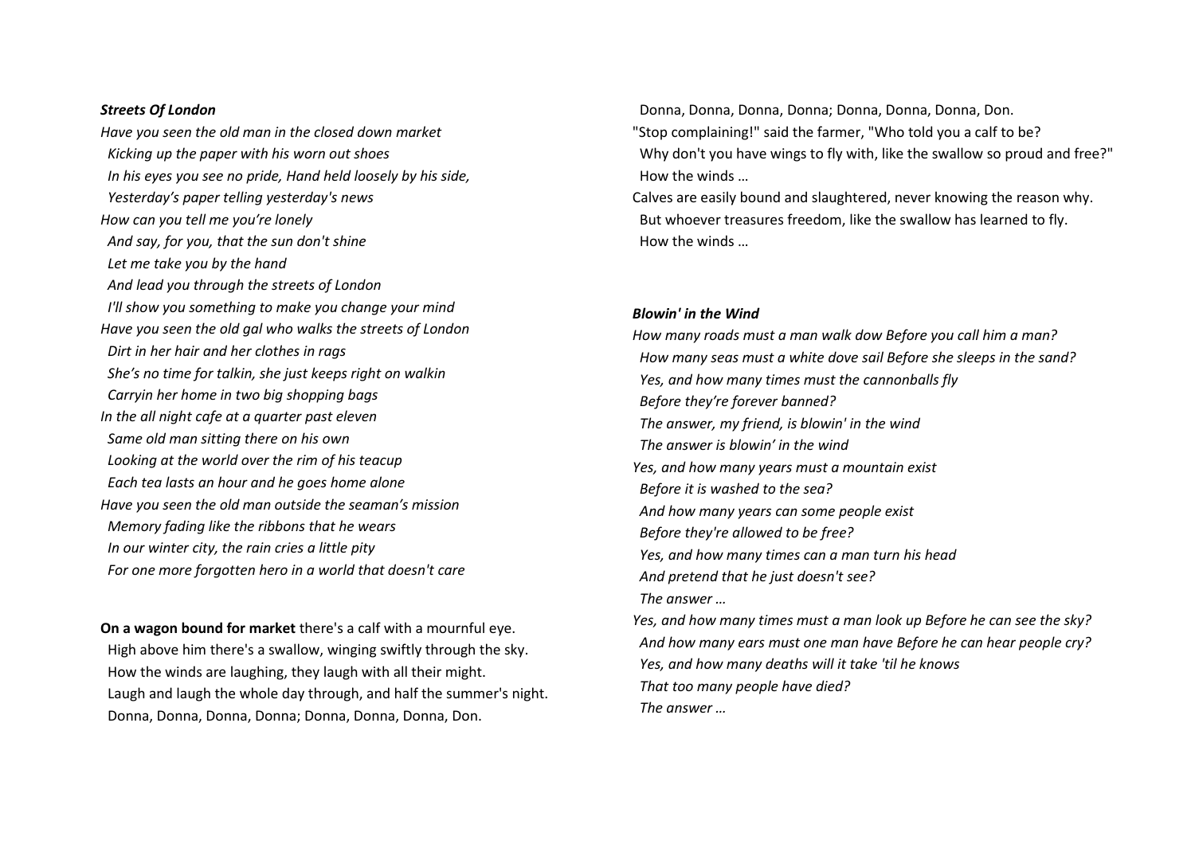***Streets Of London***

*Have you seen the old man in the closed down market*
*Kicking up the paper with his worn out shoes*
*In his eyes you see no pride, Hand held loosely by his side,*
*Yesterday's paper telling yesterday's news*
*How can you tell me you're lonely*
*And say, for you, that the sun don't shine*
*Let me take you by the hand*
*And lead you through the streets of London*
*I'll show you something to make you change your mind*
*Have you seen the old gal who walks the streets of London*
*Dirt in her hair and her clothes in rags*
*She's no time for talkin, she just keeps right on walkin*
*Carryin her home in two big shopping bags*
*In the all night cafe at a quarter past eleven*
*Same old man sitting there on his own*
*Looking at the world over the rim of his teacup*
*Each tea lasts an hour and he goes home alone*
*Have you seen the old man outside the seaman's mission*
*Memory fading like the ribbons that he wears*
*In our winter city, the rain cries a little pity*
*For one more forgotten hero in a world that doesn't care*

**On a wagon bound for market** there's a calf with a mournful eye.
High above him there's a swallow, winging swiftly through the sky.
How the winds are laughing, they laugh with all their might.
Laugh and laugh the whole day through, and half the summer's night.
Donna, Donna, Donna, Donna; Donna, Donna, Donna, Don.
Donna, Donna, Donna, Donna; Donna, Donna, Donna, Don.
"Stop complaining!" said the farmer, "Who told you a calf to be?
Why don't you have wings to fly with, like the swallow so proud and free?"
How the winds …
Calves are easily bound and slaughtered, never knowing the reason why.
But whoever treasures freedom, like the swallow has learned to fly.
How the winds …

***Blowin' in the Wind***

*How many roads must a man walk dow Before you call him a man?*
*How many seas must a white dove sail Before she sleeps in the sand?*
*Yes, and how many times must the cannonballs fly*
*Before they're forever banned?*
*The answer, my friend, is blowin' in the wind*
*The answer is blowin' in the wind*
*Yes, and how many years must a mountain exist*
*Before it is washed to the sea?*
*And how many years can some people exist*
*Before they're allowed to be free?*
*Yes, and how many times can a man turn his head*
*And pretend that he just doesn't see?*
*The answer …*
*Yes, and how many times must a man look up Before he can see the sky?*
*And how many ears must one man have Before he can hear people cry?*
*Yes, and how many deaths will it take 'til he knows*
*That too many people have died?*
*The answer …*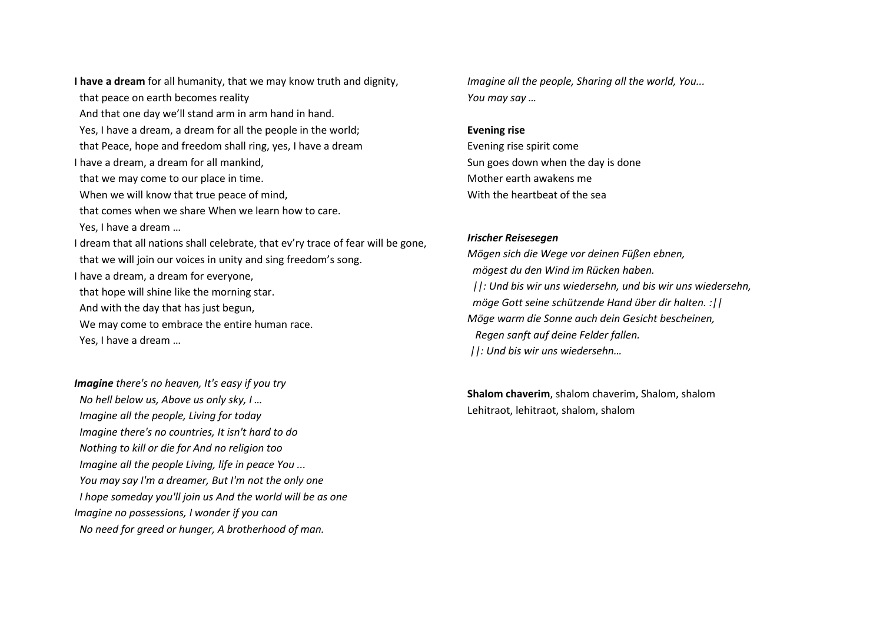**I have a dream** for all humanity, that we may know truth and dignity,
that peace on earth becomes reality
And that one day we'll stand arm in arm hand in hand.
Yes, I have a dream, a dream for all the people in the world;
that Peace, hope and freedom shall ring, yes, I have a dream
I have a dream, a dream for all mankind,
that we may come to our place in time.
When we will know that true peace of mind,
that comes when we share When we learn how to care.
Yes, I have a dream …
I dream that all nations shall celebrate, that ev'ry trace of fear will be gone,
that we will join our voices in unity and sing freedom's song.
I have a dream, a dream for everyone,
that hope will shine like the morning star.
And with the day that has just begun,
We may come to embrace the entire human race.
Yes, I have a dream …

***Imagine*** *there's no heaven, It's easy if you try*
*No hell below us, Above us only sky, I …*
*Imagine all the people, Living for today*
*Imagine there's no countries, It isn't hard to do*
*Nothing to kill or die for And no religion too*
*Imagine all the people Living, life in peace You ...*
*You may say I'm a dreamer, But I'm not the only one*
*I hope someday you'll join us And the world will be as one*
*Imagine no possessions, I wonder if you can*
*No need for greed or hunger, A brotherhood of man.*
*Imagine all the people, Sharing all the world, You...*
*You may say …*

**Evening rise**
Evening rise spirit come
Sun goes down when the day is done
Mother earth awakens me
With the heartbeat of the sea

***Irischer Reisesegen***
*Mögen sich die Wege vor deinen Füßen ebnen,*
*mögest du den Wind im Rücken haben.*
*||: Und bis wir uns wiedersehn, und bis wir uns wiedersehn,*
*möge Gott seine schützende Hand über dir halten. :||*
*Möge warm die Sonne auch dein Gesicht bescheinen,*
*Regen sanft auf deine Felder fallen.*
*||: Und bis wir uns wiedersehn…*

**Shalom chaverim**, shalom chaverim, Shalom, shalom
Lehitraot, lehitraot, shalom, shalom